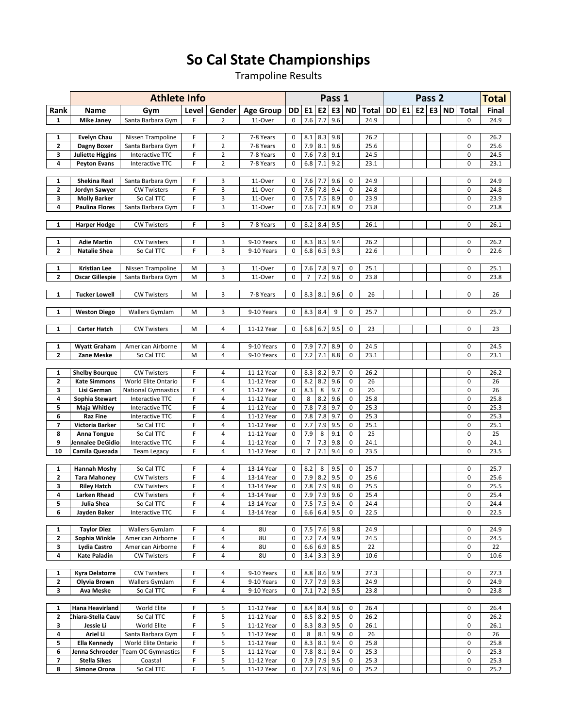# So Cal State Championships

Trampoline Results

| | Athlete Info | | | | | Pass 1 | | | | | | Pass 2 | | | | | | Total |
|---|---|---|---|---|---|---|---|---|---|---|---|---|---|---|---|---|---|---|
| Rank | Name | Gym | Level | Gender | Age Group | DD | E1 | E2 | E3 | ND | Total | DD | E1 | E2 | E3 | ND | Total | Final |
| 1 | Mike Janey | Santa Barbara Gym | F | 2 | 11-Over | 0 | 7.6 | 7.7 | 9.6 | | 24.9 | | | | | | 0 | 24.9 |
| | | | | | | | | | | | | | | | | | | |
| 1 | Evelyn Chau | Nissen Trampoline | F | 2 | 7-8 Years | 0 | 8.1 | 8.3 | 9.8 | | 26.2 | | | | | | 0 | 26.2 |
| 2 | Dagny Boxer | Santa Barbara Gym | F | 2 | 7-8 Years | 0 | 7.9 | 8.1 | 9.6 | | 25.6 | | | | | | 0 | 25.6 |
| 3 | Juliette Higgins | Interactive TTC | F | 2 | 7-8 Years | 0 | 7.6 | 7.8 | 9.1 | | 24.5 | | | | | | 0 | 24.5 |
| 4 | Peyton Evans | Interactive TTC | F | 2 | 7-8 Years | 0 | 6.8 | 7.1 | 9.2 | | 23.1 | | | | | | 0 | 23.1 |
| | | | | | | | | | | | | | | | | | | |
| 1 | Shekina Real | Santa Barbara Gym | F | 3 | 11-Over | 0 | 7.6 | 7.7 | 9.6 | 0 | 24.9 | | | | | | 0 | 24.9 |
| 2 | Jordyn Sawyer | CW Twisters | F | 3 | 11-Over | 0 | 7.6 | 7.8 | 9.4 | 0 | 24.8 | | | | | | 0 | 24.8 |
| 3 | Molly Barker | So Cal TTC | F | 3 | 11-Over | 0 | 7.5 | 7.5 | 8.9 | 0 | 23.9 | | | | | | 0 | 23.9 |
| 4 | Paulina Flores | Santa Barbara Gym | F | 3 | 11-Over | 0 | 7.6 | 7.3 | 8.9 | 0 | 23.8 | | | | | | 0 | 23.8 |
| | | | | | | | | | | | | | | | | | | |
| 1 | Harper Hodge | CW Twisters | F | 3 | 7-8 Years | 0 | 8.2 | 8.4 | 9.5 | | 26.1 | | | | | | 0 | 26.1 |
| | | | | | | | | | | | | | | | | | | |
| 1 | Adie Martin | CW Twisters | F | 3 | 9-10 Years | 0 | 8.3 | 8.5 | 9.4 | | 26.2 | | | | | | 0 | 26.2 |
| 2 | Natalie Shea | So Cal TTC | F | 3 | 9-10 Years | 0 | 6.8 | 6.5 | 9.3 | | 22.6 | | | | | | 0 | 22.6 |
| | | | | | | | | | | | | | | | | | | |
| 1 | Kristian Lee | Nissen Trampoline | M | 3 | 11-Over | 0 | 7.6 | 7.8 | 9.7 | 0 | 25.1 | | | | | | 0 | 25.1 |
| 2 | Oscar Gillespie | Santa Barbara Gym | M | 3 | 11-Over | 0 | 7 | 7.2 | 9.6 | 0 | 23.8 | | | | | | 0 | 23.8 |
| | | | | | | | | | | | | | | | | | | |
| 1 | Tucker Lowell | CW Twisters | M | 3 | 7-8 Years | 0 | 8.3 | 8.1 | 9.6 | 0 | 26 | | | | | | 0 | 26 |
| | | | | | | | | | | | | | | | | | | |
| 1 | Weston Diego | Wallers GymJam | M | 3 | 9-10 Years | 0 | 8.3 | 8.4 | 9 | 0 | 25.7 | | | | | | 0 | 25.7 |
| | | | | | | | | | | | | | | | | | | |
| 1 | Carter Hatch | CW Twisters | M | 4 | 11-12 Year | 0 | 6.8 | 6.7 | 9.5 | 0 | 23 | | | | | | 0 | 23 |
| | | | | | | | | | | | | | | | | | | |
| 1 | Wyatt Graham | American Airborne | M | 4 | 9-10 Years | 0 | 7.9 | 7.7 | 8.9 | 0 | 24.5 | | | | | | 0 | 24.5 |
| 2 | Zane Meske | So Cal TTC | M | 4 | 9-10 Years | 0 | 7.2 | 7.1 | 8.8 | 0 | 23.1 | | | | | | 0 | 23.1 |
| | | | | | | | | | | | | | | | | | | |
| 1 | Shelby Bourque | CW Twisters | F | 4 | 11-12 Year | 0 | 8.3 | 8.2 | 9.7 | 0 | 26.2 | | | | | | 0 | 26.2 |
| 2 | Kate Simmons | World Elite Ontario | F | 4 | 11-12 Year | 0 | 8.2 | 8.2 | 9.6 | 0 | 26 | | | | | | 0 | 26 |
| 3 | Lisi German | National Gymnastics | F | 4 | 11-12 Year | 0 | 8.3 | 8 | 9.7 | 0 | 26 | | | | | | 0 | 26 |
| 4 | Sophia Stewart | Interactive TTC | F | 4 | 11-12 Year | 0 | 8 | 8.2 | 9.6 | 0 | 25.8 | | | | | | 0 | 25.8 |
| 5 | Maja Whitley | Interactive TTC | F | 4 | 11-12 Year | 0 | 7.8 | 7.8 | 9.7 | 0 | 25.3 | | | | | | 0 | 25.3 |
| 6 | Raz Fine | Interactive TTC | F | 4 | 11-12 Year | 0 | 7.8 | 7.8 | 9.7 | 0 | 25.3 | | | | | | 0 | 25.3 |
| 7 | Victoria Barker | So Cal TTC | F | 4 | 11-12 Year | 0 | 7.7 | 7.9 | 9.5 | 0 | 25.1 | | | | | | 0 | 25.1 |
| 8 | Anna Tongue | So Cal TTC | F | 4 | 11-12 Year | 0 | 7.9 | 8 | 9.1 | 0 | 25 | | | | | | 0 | 25 |
| 9 | Jennalee DeGidio | Interactive TTC | F | 4 | 11-12 Year | 0 | 7 | 7.3 | 9.8 | 0 | 24.1 | | | | | | 0 | 24.1 |
| 10 | Camila Quezada | Team Legacy | F | 4 | 11-12 Year | 0 | 7 | 7.1 | 9.4 | 0 | 23.5 | | | | | | 0 | 23.5 |
| | | | | | | | | | | | | | | | | | | |
| 1 | Hannah Moshy | So Cal TTC | F | 4 | 13-14 Year | 0 | 8.2 | 8 | 9.5 | 0 | 25.7 | | | | | | 0 | 25.7 |
| 2 | Tara Mahoney | CW Twisters | F | 4 | 13-14 Year | 0 | 7.9 | 8.2 | 9.5 | 0 | 25.6 | | | | | | 0 | 25.6 |
| 3 | Riley Hatch | CW Twisters | F | 4 | 13-14 Year | 0 | 7.8 | 7.9 | 9.8 | 0 | 25.5 | | | | | | 0 | 25.5 |
| 4 | Larken Rhead | CW Twisters | F | 4 | 13-14 Year | 0 | 7.9 | 7.9 | 9.6 | 0 | 25.4 | | | | | | 0 | 25.4 |
| 5 | Julia Shea | So Cal TTC | F | 4 | 13-14 Year | 0 | 7.5 | 7.5 | 9.4 | 0 | 24.4 | | | | | | 0 | 24.4 |
| 6 | Jayden Baker | Interactive TTC | F | 4 | 13-14 Year | 0 | 6.6 | 6.4 | 9.5 | 0 | 22.5 | | | | | | 0 | 22.5 |
| | | | | | | | | | | | | | | | | | | |
| 1 | Taylor Diez | Wallers GymJam | F | 4 | 8U | 0 | 7.5 | 7.6 | 9.8 | | 24.9 | | | | | | 0 | 24.9 |
| 2 | Sophia Winkle | American Airborne | F | 4 | 8U | 0 | 7.2 | 7.4 | 9.9 | | 24.5 | | | | | | 0 | 24.5 |
| 3 | Lydia Castro | American Airborne | F | 4 | 8U | 0 | 6.6 | 6.9 | 8.5 | | 22 | | | | | | 0 | 22 |
| 4 | Kate Paladin | CW Twisters | F | 4 | 8U | 0 | 3.4 | 3.3 | 3.9 | | 10.6 | | | | | | 0 | 10.6 |
| | | | | | | | | | | | | | | | | | | |
| 1 | Kyra Delatorre | CW Twisters | F | 4 | 9-10 Years | 0 | 8.8 | 8.6 | 9.9 | | 27.3 | | | | | | 0 | 27.3 |
| 2 | Olyvia Brown | Wallers GymJam | F | 4 | 9-10 Years | 0 | 7.7 | 7.9 | 9.3 | | 24.9 | | | | | | 0 | 24.9 |
| 3 | Ava Meske | So Cal TTC | F | 4 | 9-10 Years | 0 | 7.1 | 7.2 | 9.5 | | 23.8 | | | | | | 0 | 23.8 |
| | | | | | | | | | | | | | | | | | | |
| 1 | Hana Heavirland | World Elite | F | 5 | 11-12 Year | 0 | 8.4 | 8.4 | 9.6 | 0 | 26.4 | | | | | | 0 | 26.4 |
| 2 | Chiara-Stella Cauv | So Cal TTC | F | 5 | 11-12 Year | 0 | 8.5 | 8.2 | 9.5 | 0 | 26.2 | | | | | | 0 | 26.2 |
| 3 | Jessie Li | World Elite | F | 5 | 11-12 Year | 0 | 8.3 | 8.3 | 9.5 | 0 | 26.1 | | | | | | 0 | 26.1 |
| 4 | Ariel Li | Santa Barbara Gym | F | 5 | 11-12 Year | 0 | 8 | 8.1 | 9.9 | 0 | 26 | | | | | | 0 | 26 |
| 5 | Ella Kennedy | World Elite Ontario | F | 5 | 11-12 Year | 0 | 8.3 | 8.1 | 9.4 | 0 | 25.8 | | | | | | 0 | 25.8 |
| 6 | Jenna Schroeder | Team OC Gymnastics | F | 5 | 11-12 Year | 0 | 7.8 | 8.1 | 9.4 | 0 | 25.3 | | | | | | 0 | 25.3 |
| 7 | Stella Sikes | Coastal | F | 5 | 11-12 Year | 0 | 7.9 | 7.9 | 9.5 | 0 | 25.3 | | | | | | 0 | 25.3 |
| 8 | Simone Orona | So Cal TTC | F | 5 | 11-12 Year | 0 | 7.7 | 7.9 | 9.6 | 0 | 25.2 | | | | | | 0 | 25.2 |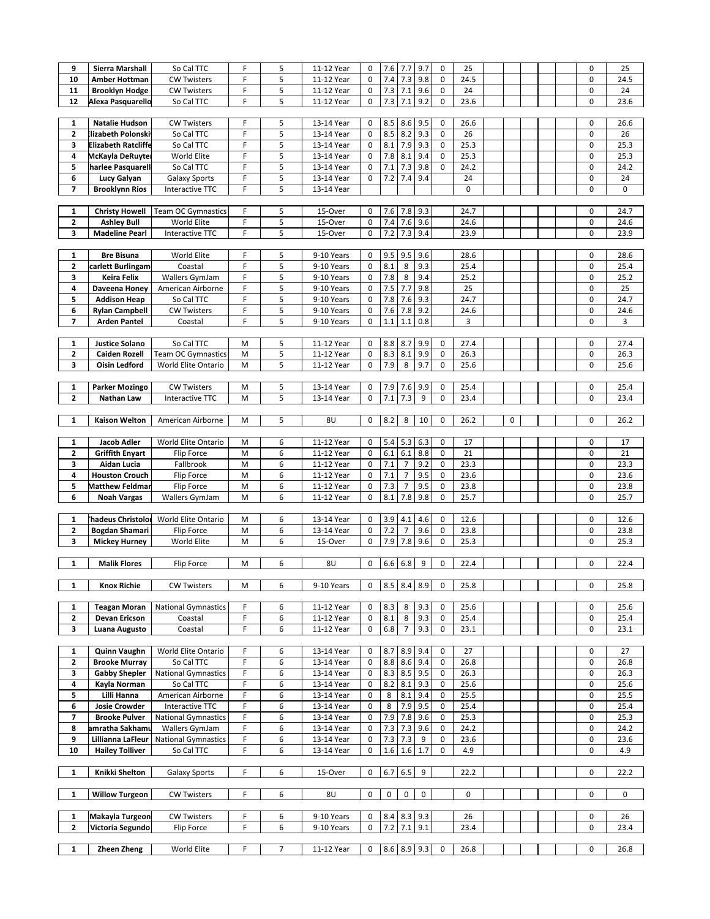| | | | | | | | | | | | | | | | | | | |
|---|---|---|---|---|---|---|---|---|---|---|---|---|---|---|---|---|---|---|
| 9 | Sierra Marshall | So Cal TTC | F | 5 | 11-12 Year | 0 | 7.6 | 7.7 | 9.7 | 0 | 25 | | | | | | 0 | 25 |
| 10 | Amber Hottman | CW Twisters | F | 5 | 11-12 Year | 0 | 7.4 | 7.3 | 9.8 | 0 | 24.5 | | | | | | 0 | 24.5 |
| 11 | Brooklyn Hodge | CW Twisters | F | 5 | 11-12 Year | 0 | 7.3 | 7.1 | 9.6 | 0 | 24 | | | | | | 0 | 24 |
| 12 | Alexa Pasquarello | So Cal TTC | F | 5 | 11-12 Year | 0 | 7.3 | 7.1 | 9.2 | 0 | 23.6 | | | | | | 0 | 23.6 |
| | | | | | | | | | | | | | | | | | | |
| 1 | Natalie Hudson | CW Twisters | F | 5 | 13-14 Year | 0 | 8.5 | 8.6 | 9.5 | 0 | 26.6 | | | | | | 0 | 26.6 |
| 2 | lizabeth Polonski | So Cal TTC | F | 5 | 13-14 Year | 0 | 8.5 | 8.2 | 9.3 | 0 | 26 | | | | | | 0 | 26 |
| 3 | Elizabeth Ratcliffe | So Cal TTC | F | 5 | 13-14 Year | 0 | 8.1 | 7.9 | 9.3 | 0 | 25.3 | | | | | | 0 | 25.3 |
| 4 | McKayla DeRuyter | World Elite | F | 5 | 13-14 Year | 0 | 7.8 | 8.1 | 9.4 | 0 | 25.3 | | | | | | 0 | 25.3 |
| 5 | harlee Pasquarell | So Cal TTC | F | 5 | 13-14 Year | 0 | 7.1 | 7.3 | 9.8 | 0 | 24.2 | | | | | | 0 | 24.2 |
| 6 | Lucy Galyan | Galaxy Sports | F | 5 | 13-14 Year | 0 | 7.2 | 7.4 | 9.4 | | 24 | | | | | | 0 | 24 |
| 7 | Brooklynn Rios | Interactive TTC | F | 5 | 13-14 Year | | | | | | 0 | | | | | | 0 | 0 |
| | | | | | | | | | | | | | | | | | | |
| 1 | Christy Howell | Team OC Gymnastics | F | 5 | 15-Over | 0 | 7.6 | 7.8 | 9.3 | | 24.7 | | | | | | 0 | 24.7 |
| 2 | Ashley Bull | World Elite | F | 5 | 15-Over | 0 | 7.4 | 7.6 | 9.6 | | 24.6 | | | | | | 0 | 24.6 |
| 3 | Madeline Pearl | Interactive TTC | F | 5 | 15-Over | 0 | 7.2 | 7.3 | 9.4 | | 23.9 | | | | | | 0 | 23.9 |
| | | | | | | | | | | | | | | | | | | |
| 1 | Bre Bisuna | World Elite | F | 5 | 9-10 Years | 0 | 9.5 | 9.5 | 9.6 | | 28.6 | | | | | | 0 | 28.6 |
| 2 | carlett Burlingam | Coastal | F | 5 | 9-10 Years | 0 | 8.1 | 8 | 9.3 | | 25.4 | | | | | | 0 | 25.4 |
| 3 | Keira Felix | Wallers GymJam | F | 5 | 9-10 Years | 0 | 7.8 | 8 | 9.4 | | 25.2 | | | | | | 0 | 25.2 |
| 4 | Daveena Honey | American Airborne | F | 5 | 9-10 Years | 0 | 7.5 | 7.7 | 9.8 | | 25 | | | | | | 0 | 25 |
| 5 | Addison Heap | So Cal TTC | F | 5 | 9-10 Years | 0 | 7.8 | 7.6 | 9.3 | | 24.7 | | | | | | 0 | 24.7 |
| 6 | Rylan Campbell | CW Twisters | F | 5 | 9-10 Years | 0 | 7.6 | 7.8 | 9.2 | | 24.6 | | | | | | 0 | 24.6 |
| 7 | Arden Pantel | Coastal | F | 5 | 9-10 Years | 0 | 1.1 | 1.1 | 0.8 | | 3 | | | | | | 0 | 3 |
| | | | | | | | | | | | | | | | | | | |
| 1 | Justice Solano | So Cal TTC | M | 5 | 11-12 Year | 0 | 8.8 | 8.7 | 9.9 | 0 | 27.4 | | | | | | 0 | 27.4 |
| 2 | Caiden Rozell | Team OC Gymnastics | M | 5 | 11-12 Year | 0 | 8.3 | 8.1 | 9.9 | 0 | 26.3 | | | | | | 0 | 26.3 |
| 3 | Oisin Ledford | World Elite Ontario | M | 5 | 11-12 Year | 0 | 7.9 | 8 | 9.7 | 0 | 25.6 | | | | | | 0 | 25.6 |
| | | | | | | | | | | | | | | | | | | |
| 1 | Parker Mozingo | CW Twisters | M | 5 | 13-14 Year | 0 | 7.9 | 7.6 | 9.9 | 0 | 25.4 | | | | | | 0 | 25.4 |
| 2 | Nathan Law | Interactive TTC | M | 5 | 13-14 Year | 0 | 7.1 | 7.3 | 9 | 0 | 23.4 | | | | | | 0 | 23.4 |
| | | | | | | | | | | | | | | | | | | |
| 1 | Kaison Welton | American Airborne | M | 5 | 8U | 0 | 8.2 | 8 | 10 | 0 | 26.2 | | 0 | | | | 0 | 26.2 |
| | | | | | | | | | | | | | | | | | | |
| 1 | Jacob Adler | World Elite Ontario | M | 6 | 11-12 Year | 0 | 5.4 | 5.3 | 6.3 | 0 | 17 | | | | | | 0 | 17 |
| 2 | Griffith Enyart | Flip Force | M | 6 | 11-12 Year | 0 | 6.1 | 6.1 | 8.8 | 0 | 21 | | | | | | 0 | 21 |
| 3 | Aidan Lucia | Fallbrook | M | 6 | 11-12 Year | 0 | 7.1 | 7 | 9.2 | 0 | 23.3 | | | | | | 0 | 23.3 |
| 4 | Houston Crouch | Flip Force | M | 6 | 11-12 Year | 0 | 7.1 | 7 | 9.5 | 0 | 23.6 | | | | | | 0 | 23.6 |
| 5 | Matthew Feldman | Flip Force | M | 6 | 11-12 Year | 0 | 7.3 | 7 | 9.5 | 0 | 23.8 | | | | | | 0 | 23.8 |
| 6 | Noah Vargas | Wallers GymJam | M | 6 | 11-12 Year | 0 | 8.1 | 7.8 | 9.8 | 0 | 25.7 | | | | | | 0 | 25.7 |
| | | | | | | | | | | | | | | | | | | |
| 1 | hadeus Christolo | World Elite Ontario | M | 6 | 13-14 Year | 0 | 3.9 | 4.1 | 4.6 | 0 | 12.6 | | | | | | 0 | 12.6 |
| 2 | Bogdan Shamari | Flip Force | M | 6 | 13-14 Year | 0 | 7.2 | 7 | 9.6 | 0 | 23.8 | | | | | | 0 | 23.8 |
| 3 | Mickey Hurney | World Elite | M | 6 | 15-Over | 0 | 7.9 | 7.8 | 9.6 | 0 | 25.3 | | | | | | 0 | 25.3 |
| | | | | | | | | | | | | | | | | | | |
| 1 | Malik Flores | Flip Force | M | 6 | 8U | 0 | 6.6 | 6.8 | 9 | 0 | 22.4 | | | | | | 0 | 22.4 |
| | | | | | | | | | | | | | | | | | | |
| 1 | Knox Richie | CW Twisters | M | 6 | 9-10 Years | 0 | 8.5 | 8.4 | 8.9 | 0 | 25.8 | | | | | | 0 | 25.8 |
| | | | | | | | | | | | | | | | | | | |
| 1 | Teagan Moran | National Gymnastics | F | 6 | 11-12 Year | 0 | 8.3 | 8 | 9.3 | 0 | 25.6 | | | | | | 0 | 25.6 |
| 2 | Devan Ericson | Coastal | F | 6 | 11-12 Year | 0 | 8.1 | 8 | 9.3 | 0 | 25.4 | | | | | | 0 | 25.4 |
| 3 | Luana Augusto | Coastal | F | 6 | 11-12 Year | 0 | 6.8 | 7 | 9.3 | 0 | 23.1 | | | | | | 0 | 23.1 |
| | | | | | | | | | | | | | | | | | | |
| 1 | Quinn Vaughn | World Elite Ontario | F | 6 | 13-14 Year | 0 | 8.7 | 8.9 | 9.4 | 0 | 27 | | | | | | 0 | 27 |
| 2 | Brooke Murray | So Cal TTC | F | 6 | 13-14 Year | 0 | 8.8 | 8.6 | 9.4 | 0 | 26.8 | | | | | | 0 | 26.8 |
| 3 | Gabby Shepler | National Gymnastics | F | 6 | 13-14 Year | 0 | 8.3 | 8.5 | 9.5 | 0 | 26.3 | | | | | | 0 | 26.3 |
| 4 | Kayla Norman | So Cal TTC | F | 6 | 13-14 Year | 0 | 8.2 | 8.1 | 9.3 | 0 | 25.6 | | | | | | 0 | 25.6 |
| 5 | Lilli Hanna | American Airborne | F | 6 | 13-14 Year | 0 | 8 | 8.1 | 9.4 | 0 | 25.5 | | | | | | 0 | 25.5 |
| 6 | Josie Crowder | Interactive TTC | F | 6 | 13-14 Year | 0 | 8 | 7.9 | 9.5 | 0 | 25.4 | | | | | | 0 | 25.4 |
| 7 | Brooke Pulver | National Gymnastics | F | 6 | 13-14 Year | 0 | 7.9 | 7.8 | 9.6 | 0 | 25.3 | | | | | | 0 | 25.3 |
| 8 | amratha Sakhamu | Wallers GymJam | F | 6 | 13-14 Year | 0 | 7.3 | 7.3 | 9.6 | 0 | 24.2 | | | | | | 0 | 24.2 |
| 9 | Lillianna LaFleur | National Gymnastics | F | 6 | 13-14 Year | 0 | 7.3 | 7.3 | 9 | 0 | 23.6 | | | | | | 0 | 23.6 |
| 10 | Hailey Tolliver | So Cal TTC | F | 6 | 13-14 Year | 0 | 1.6 | 1.6 | 1.7 | 0 | 4.9 | | | | | | 0 | 4.9 |
| | | | | | | | | | | | | | | | | | | |
| 1 | Knikki Shelton | Galaxy Sports | F | 6 | 15-Over | 0 | 6.7 | 6.5 | 9 | | 22.2 | | | | | | 0 | 22.2 |
| | | | | | | | | | | | | | | | | | | |
| 1 | Willow Turgeon | CW Twisters | F | 6 | 8U | 0 | 0 | 0 | 0 | | 0 | | | | | | 0 | 0 |
| | | | | | | | | | | | | | | | | | | |
| 1 | Makayla Turgeon | CW Twisters | F | 6 | 9-10 Years | 0 | 8.4 | 8.3 | 9.3 | | 26 | | | | | | 0 | 26 |
| 2 | Victoria Segundo | Flip Force | F | 6 | 9-10 Years | 0 | 7.2 | 7.1 | 9.1 | | 23.4 | | | | | | 0 | 23.4 |
| | | | | | | | | | | | | | | | | | | |
| 1 | Zheen Zheng | World Elite | F | 7 | 11-12 Year | 0 | 8.6 | 8.9 | 9.3 | 0 | 26.8 | | | | | | 0 | 26.8 |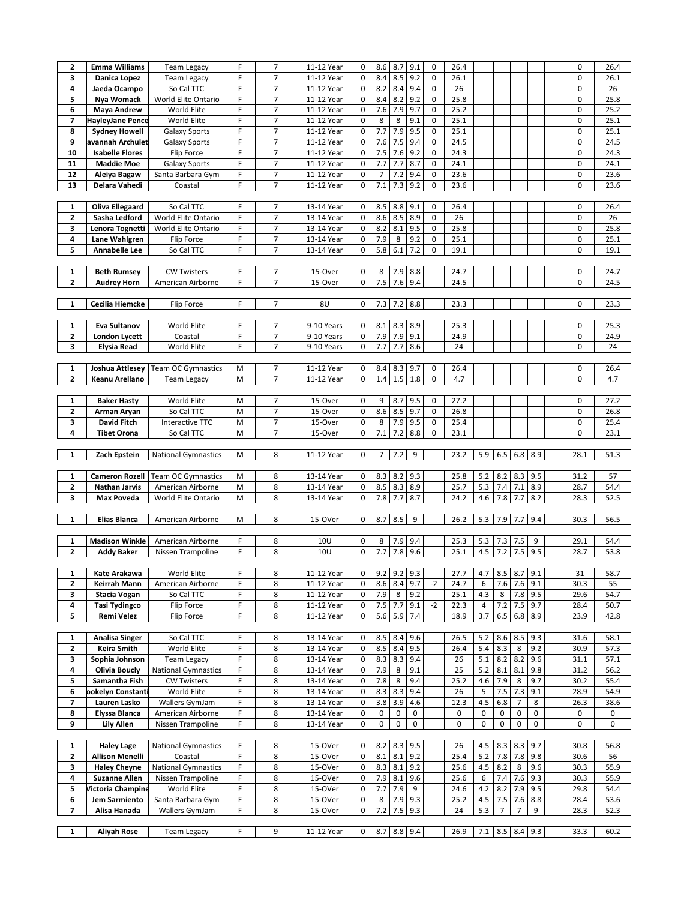| | | | | | | | | | | | | | | | | | | |
|---|---|---|---|---|---|---|---|---|---|---|---|---|---|---|---|---|---|---|
| 2 | Emma Williams | Team Legacy | F | 7 | 11-12 Year | 0 | 8.6 | 8.7 | 9.1 | 0 | 26.4 | | | | | | 0 | 26.4 |
| 3 | Danica Lopez | Team Legacy | F | 7 | 11-12 Year | 0 | 8.4 | 8.5 | 9.2 | 0 | 26.1 | | | | | | 0 | 26.1 |
| 4 | Jaeda Ocampo | So Cal TTC | F | 7 | 11-12 Year | 0 | 8.2 | 8.4 | 9.4 | 0 | 26 | | | | | | 0 | 26 |
| 5 | Nya Womack | World Elite Ontario | F | 7 | 11-12 Year | 0 | 8.4 | 8.2 | 9.2 | 0 | 25.8 | | | | | | 0 | 25.8 |
| 6 | Maya Andrew | World Elite | F | 7 | 11-12 Year | 0 | 7.6 | 7.9 | 9.7 | 0 | 25.2 | | | | | | 0 | 25.2 |
| 7 | HayleyJane Pence | World Elite | F | 7 | 11-12 Year | 0 | 8 | 8 | 9.1 | 0 | 25.1 | | | | | | 0 | 25.1 |
| 8 | Sydney Howell | Galaxy Sports | F | 7 | 11-12 Year | 0 | 7.7 | 7.9 | 9.5 | 0 | 25.1 | | | | | | 0 | 25.1 |
| 9 | avannah Archulet | Galaxy Sports | F | 7 | 11-12 Year | 0 | 7.6 | 7.5 | 9.4 | 0 | 24.5 | | | | | | 0 | 24.5 |
| 10 | Isabelle Flores | Flip Force | F | 7 | 11-12 Year | 0 | 7.5 | 7.6 | 9.2 | 0 | 24.3 | | | | | | 0 | 24.3 |
| 11 | Maddie Moe | Galaxy Sports | F | 7 | 11-12 Year | 0 | 7.7 | 7.7 | 8.7 | 0 | 24.1 | | | | | | 0 | 24.1 |
| 12 | Aleiya Bagaw | Santa Barbara Gym | F | 7 | 11-12 Year | 0 | 7 | 7.2 | 9.4 | 0 | 23.6 | | | | | | 0 | 23.6 |
| 13 | Delara Vahedi | Coastal | F | 7 | 11-12 Year | 0 | 7.1 | 7.3 | 9.2 | 0 | 23.6 | | | | | | 0 | 23.6 |
| | | | | | | | | | | | | | | | | | | |
| 1 | Oliva Ellegaard | So Cal TTC | F | 7 | 13-14 Year | 0 | 8.5 | 8.8 | 9.1 | 0 | 26.4 | | | | | | 0 | 26.4 |
| 2 | Sasha Ledford | World Elite Ontario | F | 7 | 13-14 Year | 0 | 8.6 | 8.5 | 8.9 | 0 | 26 | | | | | | 0 | 26 |
| 3 | Lenora Tognetti | World Elite Ontario | F | 7 | 13-14 Year | 0 | 8.2 | 8.1 | 9.5 | 0 | 25.8 | | | | | | 0 | 25.8 |
| 4 | Lane Wahlgren | Flip Force | F | 7 | 13-14 Year | 0 | 7.9 | 8 | 9.2 | 0 | 25.1 | | | | | | 0 | 25.1 |
| 5 | Annabelle Lee | So Cal TTC | F | 7 | 13-14 Year | 0 | 5.8 | 6.1 | 7.2 | 0 | 19.1 | | | | | | 0 | 19.1 |
| | | | | | | | | | | | | | | | | | | |
| 1 | Beth Rumsey | CW Twisters | F | 7 | 15-Over | 0 | 8 | 7.9 | 8.8 | | 24.7 | | | | | | 0 | 24.7 |
| 2 | Audrey Horn | American Airborne | F | 7 | 15-Over | 0 | 7.5 | 7.6 | 9.4 | | 24.5 | | | | | | 0 | 24.5 |
| | | | | | | | | | | | | | | | | | | |
| 1 | Cecilia Hiemcke | Flip Force | F | 7 | 8U | 0 | 7.3 | 7.2 | 8.8 | | 23.3 | | | | | | 0 | 23.3 |
| | | | | | | | | | | | | | | | | | | |
| 1 | Eva Sultanov | World Elite | F | 7 | 9-10 Years | 0 | 8.1 | 8.3 | 8.9 | | 25.3 | | | | | | 0 | 25.3 |
| 2 | London Lycett | Coastal | F | 7 | 9-10 Years | 0 | 7.9 | 7.9 | 9.1 | | 24.9 | | | | | | 0 | 24.9 |
| 3 | Elysia Read | World Elite | F | 7 | 9-10 Years | 0 | 7.7 | 7.7 | 8.6 | | 24 | | | | | | 0 | 24 |
| | | | | | | | | | | | | | | | | | | |
| 1 | Joshua Attlesey | Team OC Gymnastics | M | 7 | 11-12 Year | 0 | 8.4 | 8.3 | 9.7 | 0 | 26.4 | | | | | | 0 | 26.4 |
| 2 | Keanu Arellano | Team Legacy | M | 7 | 11-12 Year | 0 | 1.4 | 1.5 | 1.8 | 0 | 4.7 | | | | | | 0 | 4.7 |
| | | | | | | | | | | | | | | | | | | |
| 1 | Baker Hasty | World Elite | M | 7 | 15-Over | 0 | 9 | 8.7 | 9.5 | 0 | 27.2 | | | | | | 0 | 27.2 |
| 2 | Arman Aryan | So Cal TTC | M | 7 | 15-Over | 0 | 8.6 | 8.5 | 9.7 | 0 | 26.8 | | | | | | 0 | 26.8 |
| 3 | David Fitch | Interactive TTC | M | 7 | 15-Over | 0 | 8 | 7.9 | 9.5 | 0 | 25.4 | | | | | | 0 | 25.4 |
| 4 | Tibet Orona | So Cal TTC | M | 7 | 15-Over | 0 | 7.1 | 7.2 | 8.8 | 0 | 23.1 | | | | | | 0 | 23.1 |
| | | | | | | | | | | | | | | | | | | |
| 1 | Zach Epstein | National Gymnastics | M | 8 | 11-12 Year | 0 | 7 | 7.2 | 9 | | 23.2 | 5.9 | 6.5 | 6.8 | 8.9 | | 28.1 | 51.3 |
| | | | | | | | | | | | | | | | | | | |
| 1 | Cameron Rozell | Team OC Gymnastics | M | 8 | 13-14 Year | 0 | 8.3 | 8.2 | 9.3 | | 25.8 | 5.2 | 8.2 | 8.3 | 9.5 | | 31.2 | 57 |
| 2 | Nathan Jarvis | American Airborne | M | 8 | 13-14 Year | 0 | 8.5 | 8.3 | 8.9 | | 25.7 | 5.3 | 7.4 | 7.1 | 8.9 | | 28.7 | 54.4 |
| 3 | Max Poveda | World Elite Ontario | M | 8 | 13-14 Year | 0 | 7.8 | 7.7 | 8.7 | | 24.2 | 4.6 | 7.8 | 7.7 | 8.2 | | 28.3 | 52.5 |
| | | | | | | | | | | | | | | | | | | |
| 1 | Elias Blanca | American Airborne | M | 8 | 15-OVer | 0 | 8.7 | 8.5 | 9 | | 26.2 | 5.3 | 7.9 | 7.7 | 9.4 | | 30.3 | 56.5 |
| | | | | | | | | | | | | | | | | | | |
| 1 | Madison Winkle | American Airborne | F | 8 | 10U | 0 | 8 | 7.9 | 9.4 | | 25.3 | 5.3 | 7.3 | 7.5 | 9 | | 29.1 | 54.4 |
| 2 | Addy Baker | Nissen Trampoline | F | 8 | 10U | 0 | 7.7 | 7.8 | 9.6 | | 25.1 | 4.5 | 7.2 | 7.5 | 9.5 | | 28.7 | 53.8 |
| | | | | | | | | | | | | | | | | | | |
| 1 | Kate Arakawa | World Elite | F | 8 | 11-12 Year | 0 | 9.2 | 9.2 | 9.3 | | 27.7 | 4.7 | 8.5 | 8.7 | 9.1 | | 31 | 58.7 |
| 2 | Keirrah Mann | American Airborne | F | 8 | 11-12 Year | 0 | 8.6 | 8.4 | 9.7 | -2 | 24.7 | 6 | 7.6 | 7.6 | 9.1 | | 30.3 | 55 |
| 3 | Stacia Vogan | So Cal TTC | F | 8 | 11-12 Year | 0 | 7.9 | 8 | 9.2 | | 25.1 | 4.3 | 8 | 7.8 | 9.5 | | 29.6 | 54.7 |
| 4 | Tasi Tydingco | Flip Force | F | 8 | 11-12 Year | 0 | 7.5 | 7.7 | 9.1 | -2 | 22.3 | 4 | 7.2 | 7.5 | 9.7 | | 28.4 | 50.7 |
| 5 | Remi Velez | Flip Force | F | 8 | 11-12 Year | 0 | 5.6 | 5.9 | 7.4 | | 18.9 | 3.7 | 6.5 | 6.8 | 8.9 | | 23.9 | 42.8 |
| | | | | | | | | | | | | | | | | | | |
| 1 | Analisa Singer | So Cal TTC | F | 8 | 13-14 Year | 0 | 8.5 | 8.4 | 9.6 | | 26.5 | 5.2 | 8.6 | 8.5 | 9.3 | | 31.6 | 58.1 |
| 2 | Keira Smith | World Elite | F | 8 | 13-14 Year | 0 | 8.5 | 8.4 | 9.5 | | 26.4 | 5.4 | 8.3 | 8 | 9.2 | | 30.9 | 57.3 |
| 3 | Sophia Johnson | Team Legacy | F | 8 | 13-14 Year | 0 | 8.3 | 8.3 | 9.4 | | 26 | 5.1 | 8.2 | 8.2 | 9.6 | | 31.1 | 57.1 |
| 4 | Olivia Boucly | National Gymnastics | F | 8 | 13-14 Year | 0 | 7.9 | 8 | 9.1 | | 25 | 5.2 | 8.1 | 8.1 | 9.8 | | 31.2 | 56.2 |
| 5 | Samantha Fish | CW Twisters | F | 8 | 13-14 Year | 0 | 7.8 | 8 | 9.4 | | 25.2 | 4.6 | 7.9 | 8 | 9.7 | | 30.2 | 55.4 |
| 6 | ookelyn Constanti | World Elite | F | 8 | 13-14 Year | 0 | 8.3 | 8.3 | 9.4 | | 26 | 5 | 7.5 | 7.3 | 9.1 | | 28.9 | 54.9 |
| 7 | Lauren Lasko | Wallers GymJam | F | 8 | 13-14 Year | 0 | 3.8 | 3.9 | 4.6 | | 12.3 | 4.5 | 6.8 | 7 | 8 | | 26.3 | 38.6 |
| 8 | Elyssa Blanca | American Airborne | F | 8 | 13-14 Year | 0 | 0 | 0 | 0 | | 0 | 0 | 0 | 0 | 0 | | 0 | 0 |
| 9 | Lily Allen | Nissen Trampoline | F | 8 | 13-14 Year | 0 | 0 | 0 | 0 | | 0 | 0 | 0 | 0 | 0 | | 0 | 0 |
| | | | | | | | | | | | | | | | | | | |
| 1 | Haley Lage | National Gymnastics | F | 8 | 15-OVer | 0 | 8.2 | 8.3 | 9.5 | | 26 | 4.5 | 8.3 | 8.3 | 9.7 | | 30.8 | 56.8 |
| 2 | Allison Menelli | Coastal | F | 8 | 15-OVer | 0 | 8.1 | 8.1 | 9.2 | | 25.4 | 5.2 | 7.8 | 7.8 | 9.8 | | 30.6 | 56 |
| 3 | Haley Cheyne | National Gymnastics | F | 8 | 15-OVer | 0 | 8.3 | 8.1 | 9.2 | | 25.6 | 4.5 | 8.2 | 8 | 9.6 | | 30.3 | 55.9 |
| 4 | Suzanne Allen | Nissen Trampoline | F | 8 | 15-OVer | 0 | 7.9 | 8.1 | 9.6 | | 25.6 | 6 | 7.4 | 7.6 | 9.3 | | 30.3 | 55.9 |
| 5 | Victoria Champine | World Elite | F | 8 | 15-OVer | 0 | 7.7 | 7.9 | 9 | | 24.6 | 4.2 | 8.2 | 7.9 | 9.5 | | 29.8 | 54.4 |
| 6 | Jem Sarmiento | Santa Barbara Gym | F | 8 | 15-OVer | 0 | 8 | 7.9 | 9.3 | | 25.2 | 4.5 | 7.5 | 7.6 | 8.8 | | 28.4 | 53.6 |
| 7 | Alisa Hanada | Wallers GymJam | F | 8 | 15-OVer | 0 | 7.2 | 7.5 | 9.3 | | 24 | 5.3 | 7 | 7 | 9 | | 28.3 | 52.3 |
| | | | | | | | | | | | | | | | | | | |
| 1 | Aliyah Rose | Team Legacy | F | 9 | 11-12 Year | 0 | 8.7 | 8.8 | 9.4 | | 26.9 | 7.1 | 8.5 | 8.4 | 9.3 | | 33.3 | 60.2 |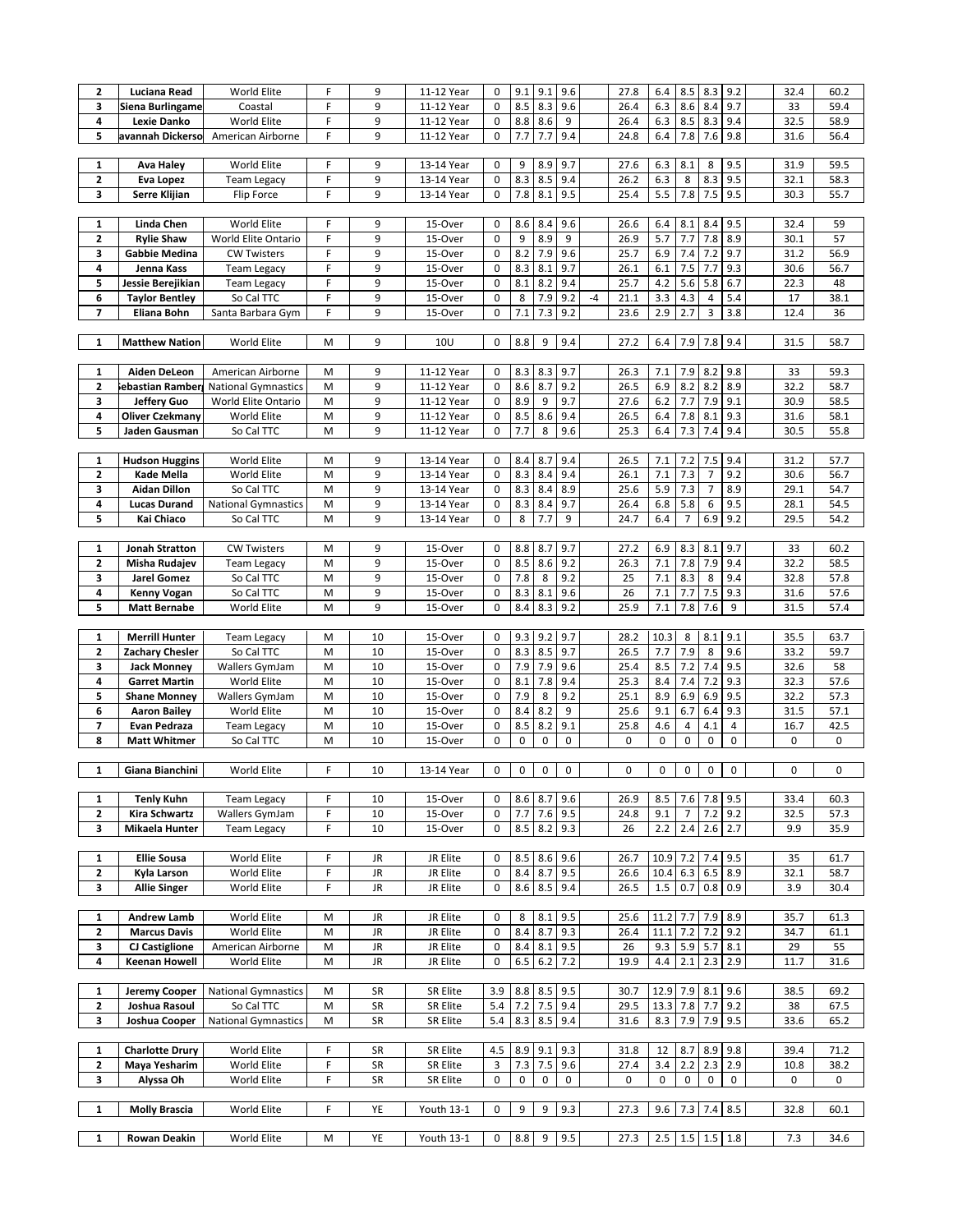| | | | | | | | | | | | | | | | | | | | |
|---|---|---|---|---|---|---|---|---|---|---|---|---|---|---|---|---|---|---|---|
| 2 | Luciana Read | World Elite | F | 9 | 11-12 Year | 0 | 9.1 | 9.1 | 9.6 | | 27.8 | 6.4 | 8.5 | 8.3 | 9.2 | | 32.4 | 60.2 |
| 3 | Siena Burlingame | Coastal | F | 9 | 11-12 Year | 0 | 8.5 | 8.3 | 9.6 | | 26.4 | 6.3 | 8.6 | 8.4 | 9.7 | | 33 | 59.4 |
| 4 | Lexie Danko | World Elite | F | 9 | 11-12 Year | 0 | 8.8 | 8.6 | 9 | | 26.4 | 6.3 | 8.5 | 8.3 | 9.4 | | 32.5 | 58.9 |
| 5 | avannah Dickerso | American Airborne | F | 9 | 11-12 Year | 0 | 7.7 | 7.7 | 9.4 | | 24.8 | 6.4 | 7.8 | 7.6 | 9.8 | | 31.6 | 56.4 |
| | | | | | | | | | | | | | | | | | | |
| 1 | Ava Haley | World Elite | F | 9 | 13-14 Year | 0 | 9 | 8.9 | 9.7 | | 27.6 | 6.3 | 8.1 | 8 | 9.5 | | 31.9 | 59.5 |
| 2 | Eva Lopez | Team Legacy | F | 9 | 13-14 Year | 0 | 8.3 | 8.5 | 9.4 | | 26.2 | 6.3 | 8 | 8.3 | 9.5 | | 32.1 | 58.3 |
| 3 | Serre Klijian | Flip Force | F | 9 | 13-14 Year | 0 | 7.8 | 8.1 | 9.5 | | 25.4 | 5.5 | 7.8 | 7.5 | 9.5 | | 30.3 | 55.7 |
| | | | | | | | | | | | | | | | | | | |
| 1 | Linda Chen | World Elite | F | 9 | 15-Over | 0 | 8.6 | 8.4 | 9.6 | | 26.6 | 6.4 | 8.1 | 8.4 | 9.5 | | 32.4 | 59 |
| 2 | Rylie Shaw | World Elite Ontario | F | 9 | 15-Over | 0 | 9 | 8.9 | 9 | | 26.9 | 5.7 | 7.7 | 7.8 | 8.9 | | 30.1 | 57 |
| 3 | Gabbie Medina | CW Twisters | F | 9 | 15-Over | 0 | 8.2 | 7.9 | 9.6 | | 25.7 | 6.9 | 7.4 | 7.2 | 9.7 | | 31.2 | 56.9 |
| 4 | Jenna Kass | Team Legacy | F | 9 | 15-Over | 0 | 8.3 | 8.1 | 9.7 | | 26.1 | 6.1 | 7.5 | 7.7 | 9.3 | | 30.6 | 56.7 |
| 5 | Jessie Berejikian | Team Legacy | F | 9 | 15-Over | 0 | 8.1 | 8.2 | 9.4 | | 25.7 | 4.2 | 5.6 | 5.8 | 6.7 | | 22.3 | 48 |
| 6 | Taylor Bentley | So Cal TTC | F | 9 | 15-Over | 0 | 8 | 7.9 | 9.2 | -4 | 21.1 | 3.3 | 4.3 | 4 | 5.4 | | 17 | 38.1 |
| 7 | Eliana Bohn | Santa Barbara Gym | F | 9 | 15-Over | 0 | 7.1 | 7.3 | 9.2 | | 23.6 | 2.9 | 2.7 | 3 | 3.8 | | 12.4 | 36 |
| | | | | | | | | | | | | | | | | | | |
| 1 | Matthew Nation | World Elite | M | 9 | 10U | 0 | 8.8 | 9 | 9.4 | | 27.2 | 6.4 | 7.9 | 7.8 | 9.4 | | 31.5 | 58.7 |
| | | | | | | | | | | | | | | | | | | |
| 1 | Aiden DeLeon | American Airborne | M | 9 | 11-12 Year | 0 | 8.3 | 8.3 | 9.7 | | 26.3 | 7.1 | 7.9 | 8.2 | 9.8 | | 33 | 59.3 |
| 2 | ebastian Ramber | National Gymnastics | M | 9 | 11-12 Year | 0 | 8.6 | 8.7 | 9.2 | | 26.5 | 6.9 | 8.2 | 8.2 | 8.9 | | 32.2 | 58.7 |
| 3 | Jeffery Guo | World Elite Ontario | M | 9 | 11-12 Year | 0 | 8.9 | 9 | 9.7 | | 27.6 | 6.2 | 7.7 | 7.9 | 9.1 | | 30.9 | 58.5 |
| 4 | Oliver Czekmany | World Elite | M | 9 | 11-12 Year | 0 | 8.5 | 8.6 | 9.4 | | 26.5 | 6.4 | 7.8 | 8.1 | 9.3 | | 31.6 | 58.1 |
| 5 | Jaden Gausman | So Cal TTC | M | 9 | 11-12 Year | 0 | 7.7 | 8 | 9.6 | | 25.3 | 6.4 | 7.3 | 7.4 | 9.4 | | 30.5 | 55.8 |
| | | | | | | | | | | | | | | | | | | |
| 1 | Hudson Huggins | World Elite | M | 9 | 13-14 Year | 0 | 8.4 | 8.7 | 9.4 | | 26.5 | 7.1 | 7.2 | 7.5 | 9.4 | | 31.2 | 57.7 |
| 2 | Kade Mella | World Elite | M | 9 | 13-14 Year | 0 | 8.3 | 8.4 | 9.4 | | 26.1 | 7.1 | 7.3 | 7 | 9.2 | | 30.6 | 56.7 |
| 3 | Aidan Dillon | So Cal TTC | M | 9 | 13-14 Year | 0 | 8.3 | 8.4 | 8.9 | | 25.6 | 5.9 | 7.3 | 7 | 8.9 | | 29.1 | 54.7 |
| 4 | Lucas Durand | National Gymnastics | M | 9 | 13-14 Year | 0 | 8.3 | 8.4 | 9.7 | | 26.4 | 6.8 | 5.8 | 6 | 9.5 | | 28.1 | 54.5 |
| 5 | Kai Chiaco | So Cal TTC | M | 9 | 13-14 Year | 0 | 8 | 7.7 | 9 | | 24.7 | 6.4 | 7 | 6.9 | 9.2 | | 29.5 | 54.2 |
| | | | | | | | | | | | | | | | | | | |
| 1 | Jonah Stratton | CW Twisters | M | 9 | 15-Over | 0 | 8.8 | 8.7 | 9.7 | | 27.2 | 6.9 | 8.3 | 8.1 | 9.7 | | 33 | 60.2 |
| 2 | Misha Rudajev | Team Legacy | M | 9 | 15-Over | 0 | 8.5 | 8.6 | 9.2 | | 26.3 | 7.1 | 7.8 | 7.9 | 9.4 | | 32.2 | 58.5 |
| 3 | Jarel Gomez | So Cal TTC | M | 9 | 15-Over | 0 | 7.8 | 8 | 9.2 | | 25 | 7.1 | 8.3 | 8 | 9.4 | | 32.8 | 57.8 |
| 4 | Kenny Vogan | So Cal TTC | M | 9 | 15-Over | 0 | 8.3 | 8.1 | 9.6 | | 26 | 7.1 | 7.7 | 7.5 | 9.3 | | 31.6 | 57.6 |
| 5 | Matt Bernabe | World Elite | M | 9 | 15-Over | 0 | 8.4 | 8.3 | 9.2 | | 25.9 | 7.1 | 7.8 | 7.6 | 9 | | 31.5 | 57.4 |
| | | | | | | | | | | | | | | | | | | |
| 1 | Merrill Hunter | Team Legacy | M | 10 | 15-Over | 0 | 9.3 | 9.2 | 9.7 | | 28.2 | 10.3 | 8 | 8.1 | 9.1 | | 35.5 | 63.7 |
| 2 | Zachary Chesler | So Cal TTC | M | 10 | 15-Over | 0 | 8.3 | 8.5 | 9.7 | | 26.5 | 7.7 | 7.9 | 8 | 9.6 | | 33.2 | 59.7 |
| 3 | Jack Monney | Wallers GymJam | M | 10 | 15-Over | 0 | 7.9 | 7.9 | 9.6 | | 25.4 | 8.5 | 7.2 | 7.4 | 9.5 | | 32.6 | 58 |
| 4 | Garret Martin | World Elite | M | 10 | 15-Over | 0 | 8.1 | 7.8 | 9.4 | | 25.3 | 8.4 | 7.4 | 7.2 | 9.3 | | 32.3 | 57.6 |
| 5 | Shane Monney | Wallers GymJam | M | 10 | 15-Over | 0 | 7.9 | 8 | 9.2 | | 25.1 | 8.9 | 6.9 | 6.9 | 9.5 | | 32.2 | 57.3 |
| 6 | Aaron Bailey | World Elite | M | 10 | 15-Over | 0 | 8.4 | 8.2 | 9 | | 25.6 | 9.1 | 6.7 | 6.4 | 9.3 | | 31.5 | 57.1 |
| 7 | Evan Pedraza | Team Legacy | M | 10 | 15-Over | 0 | 8.5 | 8.2 | 9.1 | | 25.8 | 4.6 | 4 | 4.1 | 4 | | 16.7 | 42.5 |
| 8 | Matt Whitmer | So Cal TTC | M | 10 | 15-Over | 0 | 0 | 0 | 0 | | 0 | 0 | 0 | 0 | 0 | | 0 | 0 |
| | | | | | | | | | | | | | | | | | | |
| 1 | Giana Bianchini | World Elite | F | 10 | 13-14 Year | 0 | 0 | 0 | 0 | | 0 | 0 | 0 | 0 | 0 | | 0 | 0 |
| | | | | | | | | | | | | | | | | | | |
| 1 | Tenly Kuhn | Team Legacy | F | 10 | 15-Over | 0 | 8.6 | 8.7 | 9.6 | | 26.9 | 8.5 | 7.6 | 7.8 | 9.5 | | 33.4 | 60.3 |
| 2 | Kira Schwartz | Wallers GymJam | F | 10 | 15-Over | 0 | 7.7 | 7.6 | 9.5 | | 24.8 | 9.1 | 7 | 7.2 | 9.2 | | 32.5 | 57.3 |
| 3 | Mikaela Hunter | Team Legacy | F | 10 | 15-Over | 0 | 8.5 | 8.2 | 9.3 | | 26 | 2.2 | 2.4 | 2.6 | 2.7 | | 9.9 | 35.9 |
| | | | | | | | | | | | | | | | | | | |
| 1 | Ellie Sousa | World Elite | F | JR | JR Elite | 0 | 8.5 | 8.6 | 9.6 | | 26.7 | 10.9 | 7.2 | 7.4 | 9.5 | | 35 | 61.7 |
| 2 | Kyla Larson | World Elite | F | JR | JR Elite | 0 | 8.4 | 8.7 | 9.5 | | 26.6 | 10.4 | 6.3 | 6.5 | 8.9 | | 32.1 | 58.7 |
| 3 | Allie Singer | World Elite | F | JR | JR Elite | 0 | 8.6 | 8.5 | 9.4 | | 26.5 | 1.5 | 0.7 | 0.8 | 0.9 | | 3.9 | 30.4 |
| | | | | | | | | | | | | | | | | | | |
| 1 | Andrew Lamb | World Elite | M | JR | JR Elite | 0 | 8 | 8.1 | 9.5 | | 25.6 | 11.2 | 7.7 | 7.9 | 8.9 | | 35.7 | 61.3 |
| 2 | Marcus Davis | World Elite | M | JR | JR Elite | 0 | 8.4 | 8.7 | 9.3 | | 26.4 | 11.1 | 7.2 | 7.2 | 9.2 | | 34.7 | 61.1 |
| 3 | CJ Castiglione | American Airborne | M | JR | JR Elite | 0 | 8.4 | 8.1 | 9.5 | | 26 | 9.3 | 5.9 | 5.7 | 8.1 | | 29 | 55 |
| 4 | Keenan Howell | World Elite | M | JR | JR Elite | 0 | 6.5 | 6.2 | 7.2 | | 19.9 | 4.4 | 2.1 | 2.3 | 2.9 | | 11.7 | 31.6 |
| | | | | | | | | | | | | | | | | | | |
| 1 | Jeremy Cooper | National Gymnastics | M | SR | SR Elite | 3.9 | 8.8 | 8.5 | 9.5 | | 30.7 | 12.9 | 7.9 | 8.1 | 9.6 | | 38.5 | 69.2 |
| 2 | Joshua Rasoul | So Cal TTC | M | SR | SR Elite | 5.4 | 7.2 | 7.5 | 9.4 | | 29.5 | 13.3 | 7.8 | 7.7 | 9.2 | | 38 | 67.5 |
| 3 | Joshua Cooper | National Gymnastics | M | SR | SR Elite | 5.4 | 8.3 | 8.5 | 9.4 | | 31.6 | 8.3 | 7.9 | 7.9 | 9.5 | | 33.6 | 65.2 |
| | | | | | | | | | | | | | | | | | | |
| 1 | Charlotte Drury | World Elite | F | SR | SR Elite | 4.5 | 8.9 | 9.1 | 9.3 | | 31.8 | 12 | 8.7 | 8.9 | 9.8 | | 39.4 | 71.2 |
| 2 | Maya Yesharim | World Elite | F | SR | SR Elite | 3 | 7.3 | 7.5 | 9.6 | | 27.4 | 3.4 | 2.2 | 2.3 | 2.9 | | 10.8 | 38.2 |
| 3 | Alyssa Oh | World Elite | F | SR | SR Elite | 0 | 0 | 0 | 0 | | 0 | 0 | 0 | 0 | 0 | | 0 | 0 |
| | | | | | | | | | | | | | | | | | | |
| 1 | Molly Brascia | World Elite | F | YE | Youth 13-1 | 0 | 9 | 9 | 9.3 | | 27.3 | 9.6 | 7.3 | 7.4 | 8.5 | | 32.8 | 60.1 |
| | | | | | | | | | | | | | | | | | | |
| 1 | Rowan Deakin | World Elite | M | YE | Youth 13-1 | 0 | 8.8 | 9 | 9.5 | | 27.3 | 2.5 | 1.5 | 1.5 | 1.8 | | 7.3 | 34.6 |